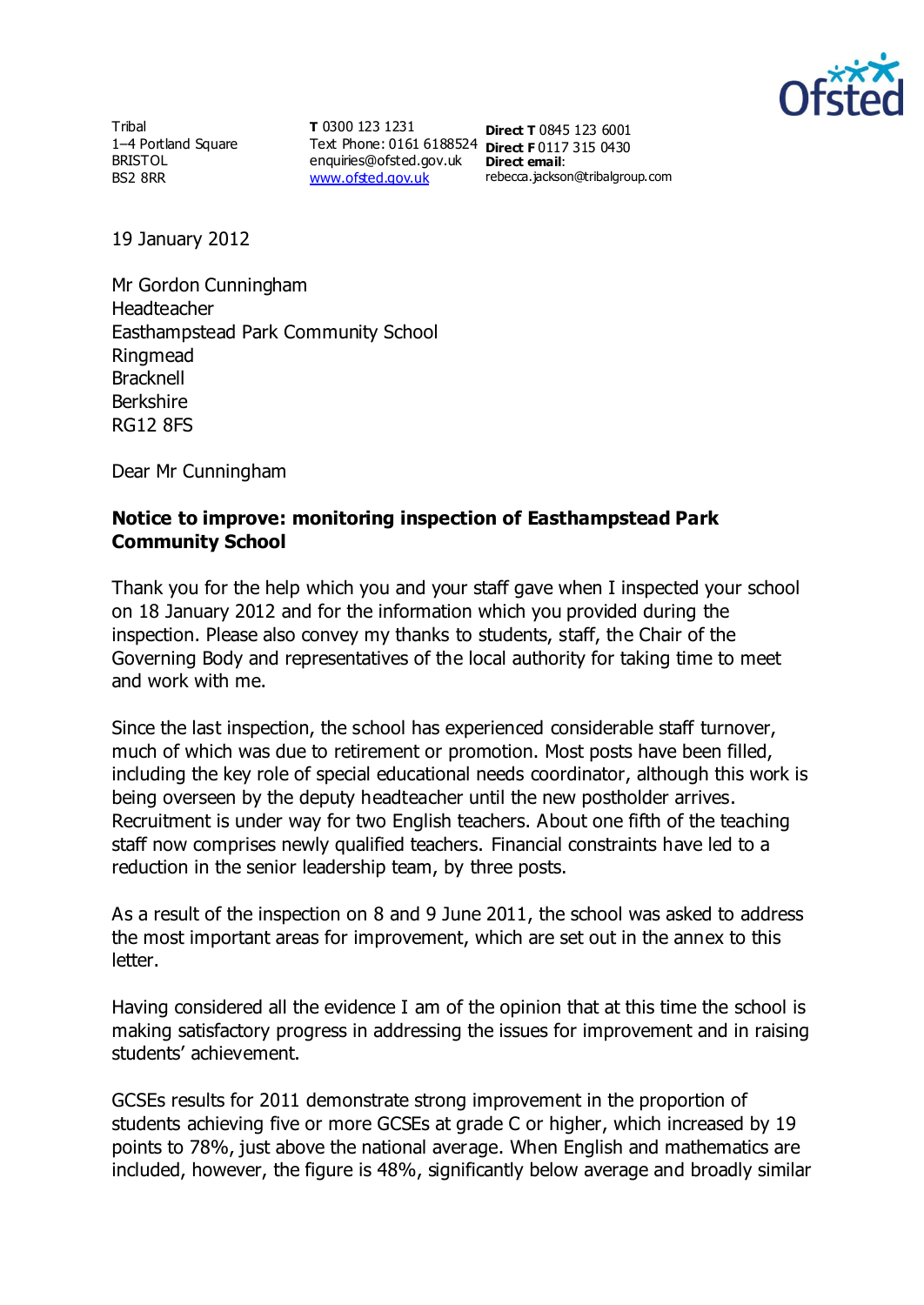Tribal
1–4 Portland Square
BRISTOL
BS2 8RR

**T** 0300 123 1231
Text Phone: 0161 6188524
enquiries@ofsted.gov.uk
www.ofsted.gov.uk

**Direct T** 0845 123 6001
**Direct F** 0117 315 0430
**Direct email**:
rebecca.jackson@tribalgroup.com

19 January 2012

Mr Gordon Cunningham
Headteacher
Easthampstead Park Community School
Ringmead
Bracknell
Berkshire
RG12 8FS

Dear Mr Cunningham

**Notice to improve: monitoring inspection of Easthampstead Park Community School**

Thank you for the help which you and your staff gave when I inspected your school on 18 January 2012 and for the information which you provided during the inspection. Please also convey my thanks to students, staff, the Chair of the Governing Body and representatives of the local authority for taking time to meet and work with me.

Since the last inspection, the school has experienced considerable staff turnover, much of which was due to retirement or promotion. Most posts have been filled, including the key role of special educational needs coordinator, although this work is being overseen by the deputy headteacher until the new postholder arrives. Recruitment is under way for two English teachers. About one fifth of the teaching staff now comprises newly qualified teachers. Financial constraints have led to a reduction in the senior leadership team, by three posts.

As a result of the inspection on 8 and 9 June 2011, the school was asked to address the most important areas for improvement, which are set out in the annex to this letter.

Having considered all the evidence I am of the opinion that at this time the school is making satisfactory progress in addressing the issues for improvement and in raising students' achievement.

GCSEs results for 2011 demonstrate strong improvement in the proportion of students achieving five or more GCSEs at grade C or higher, which increased by 19 points to 78%, just above the national average. When English and mathematics are included, however, the figure is 48%, significantly below average and broadly similar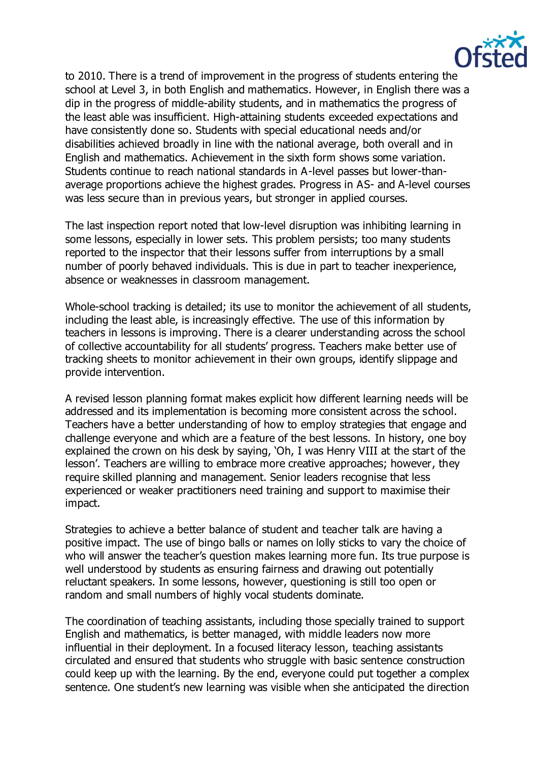to 2010. There is a trend of improvement in the progress of students entering the school at Level 3, in both English and mathematics. However, in English there was a dip in the progress of middle-ability students, and in mathematics the progress of the least able was insufficient. High-attaining students exceeded expectations and have consistently done so. Students with special educational needs and/or disabilities achieved broadly in line with the national average, both overall and in English and mathematics. Achievement in the sixth form shows some variation. Students continue to reach national standards in A-level passes but lower-than-average proportions achieve the highest grades. Progress in AS- and A-level courses was less secure than in previous years, but stronger in applied courses.

The last inspection report noted that low-level disruption was inhibiting learning in some lessons, especially in lower sets. This problem persists; too many students reported to the inspector that their lessons suffer from interruptions by a small number of poorly behaved individuals. This is due in part to teacher inexperience, absence or weaknesses in classroom management.

Whole-school tracking is detailed; its use to monitor the achievement of all students, including the least able, is increasingly effective. The use of this information by teachers in lessons is improving. There is a clearer understanding across the school of collective accountability for all students' progress. Teachers make better use of tracking sheets to monitor achievement in their own groups, identify slippage and provide intervention.

A revised lesson planning format makes explicit how different learning needs will be addressed and its implementation is becoming more consistent across the school. Teachers have a better understanding of how to employ strategies that engage and challenge everyone and which are a feature of the best lessons. In history, one boy explained the crown on his desk by saying, 'Oh, I was Henry VIII at the start of the lesson'. Teachers are willing to embrace more creative approaches; however, they require skilled planning and management. Senior leaders recognise that less experienced or weaker practitioners need training and support to maximise their impact.

Strategies to achieve a better balance of student and teacher talk are having a positive impact. The use of bingo balls or names on lolly sticks to vary the choice of who will answer the teacher's question makes learning more fun. Its true purpose is well understood by students as ensuring fairness and drawing out potentially reluctant speakers. In some lessons, however, questioning is still too open or random and small numbers of highly vocal students dominate.

The coordination of teaching assistants, including those specially trained to support English and mathematics, is better managed, with middle leaders now more influential in their deployment. In a focused literacy lesson, teaching assistants circulated and ensured that students who struggle with basic sentence construction could keep up with the learning. By the end, everyone could put together a complex sentence. One student's new learning was visible when she anticipated the direction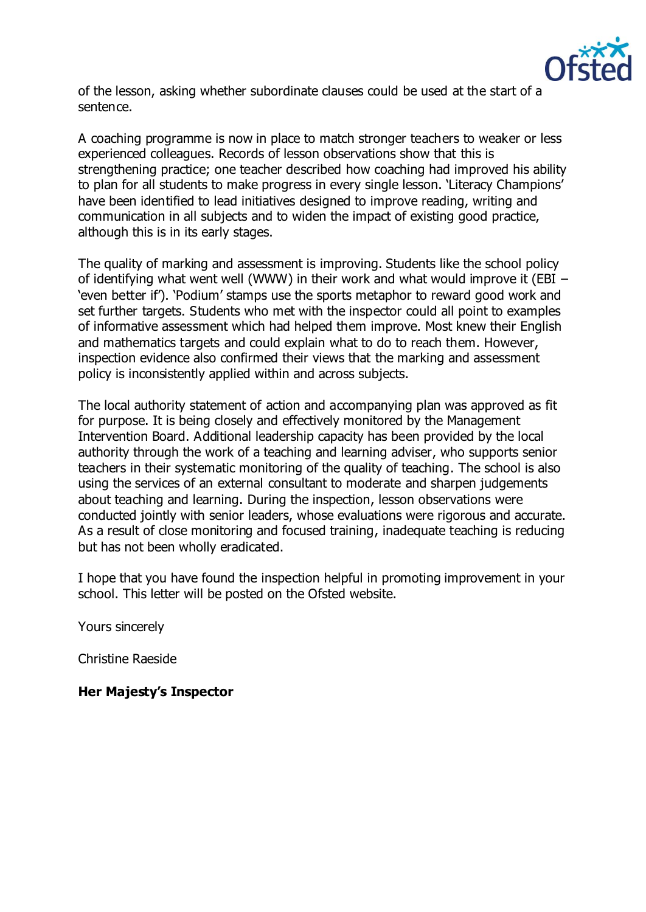of the lesson, asking whether subordinate clauses could be used at the start of a sentence.

A coaching programme is now in place to match stronger teachers to weaker or less experienced colleagues. Records of lesson observations show that this is strengthening practice; one teacher described how coaching had improved his ability to plan for all students to make progress in every single lesson. 'Literacy Champions' have been identified to lead initiatives designed to improve reading, writing and communication in all subjects and to widen the impact of existing good practice, although this is in its early stages.

The quality of marking and assessment is improving. Students like the school policy of identifying what went well (WWW) in their work and what would improve it (EBI – 'even better if'). 'Podium' stamps use the sports metaphor to reward good work and set further targets. Students who met with the inspector could all point to examples of informative assessment which had helped them improve. Most knew their English and mathematics targets and could explain what to do to reach them. However, inspection evidence also confirmed their views that the marking and assessment policy is inconsistently applied within and across subjects.

The local authority statement of action and accompanying plan was approved as fit for purpose. It is being closely and effectively monitored by the Management Intervention Board. Additional leadership capacity has been provided by the local authority through the work of a teaching and learning adviser, who supports senior teachers in their systematic monitoring of the quality of teaching. The school is also using the services of an external consultant to moderate and sharpen judgements about teaching and learning. During the inspection, lesson observations were conducted jointly with senior leaders, whose evaluations were rigorous and accurate. As a result of close monitoring and focused training, inadequate teaching is reducing but has not been wholly eradicated.

I hope that you have found the inspection helpful in promoting improvement in your school. This letter will be posted on the Ofsted website.

Yours sincerely

Christine Raeside

**Her Majesty's Inspector**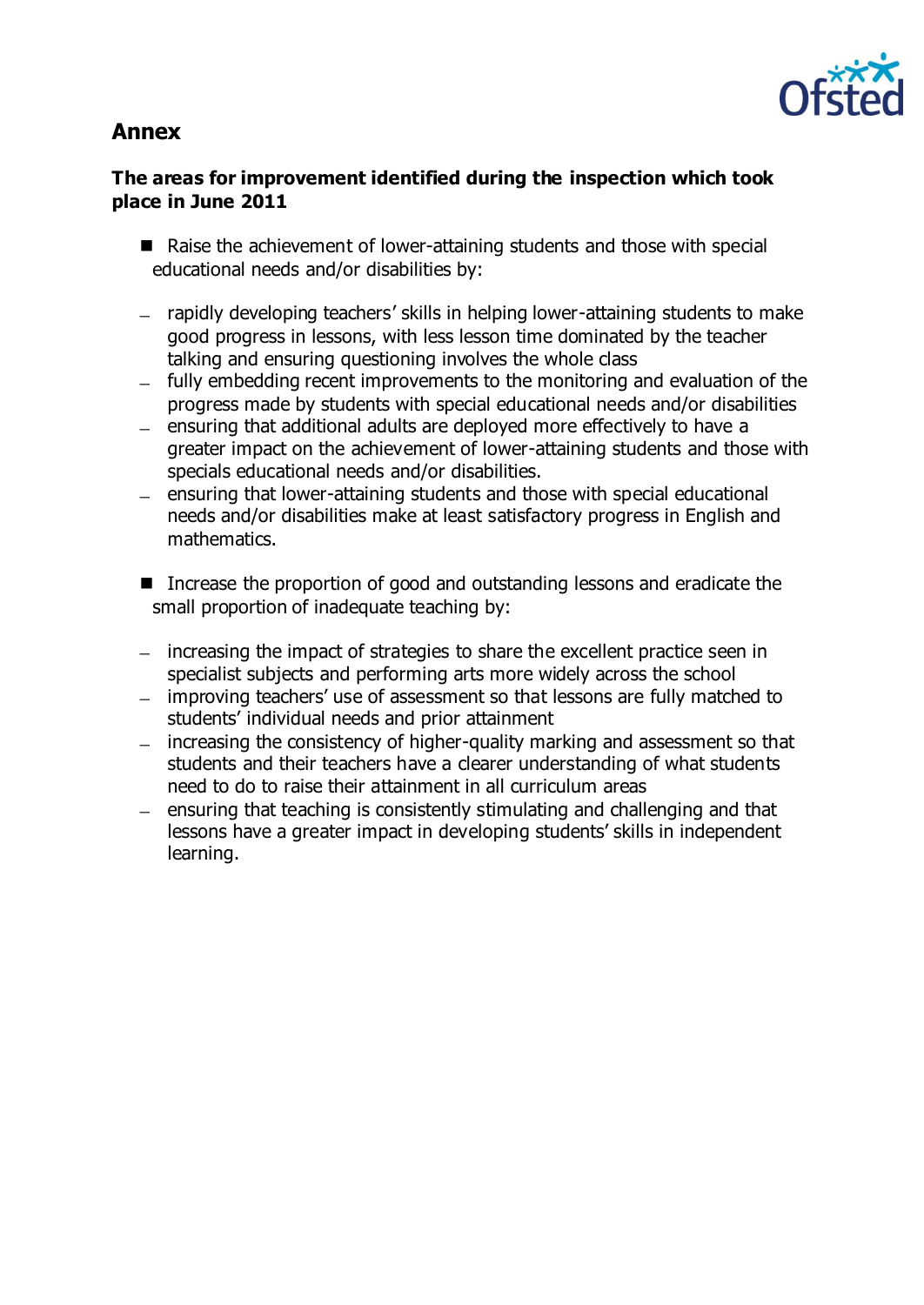## Annex

**The areas for improvement identified during the inspection which took place in June 2011**

- Raise the achievement of lower-attaining students and those with special educational needs and/or disabilities by:
  - rapidly developing teachers' skills in helping lower-attaining students to make good progress in lessons, with less lesson time dominated by the teacher talking and ensuring questioning involves the whole class
  - fully embedding recent improvements to the monitoring and evaluation of the progress made by students with special educational needs and/or disabilities
  - ensuring that additional adults are deployed more effectively to have a greater impact on the achievement of lower-attaining students and those with specials educational needs and/or disabilities.
  - ensuring that lower-attaining students and those with special educational needs and/or disabilities make at least satisfactory progress in English and mathematics.

- Increase the proportion of good and outstanding lessons and eradicate the small proportion of inadequate teaching by:
  - increasing the impact of strategies to share the excellent practice seen in specialist subjects and performing arts more widely across the school
  - improving teachers' use of assessment so that lessons are fully matched to students' individual needs and prior attainment
  - increasing the consistency of higher-quality marking and assessment so that students and their teachers have a clearer understanding of what students need to do to raise their attainment in all curriculum areas
  - ensuring that teaching is consistently stimulating and challenging and that lessons have a greater impact in developing students' skills in independent learning.